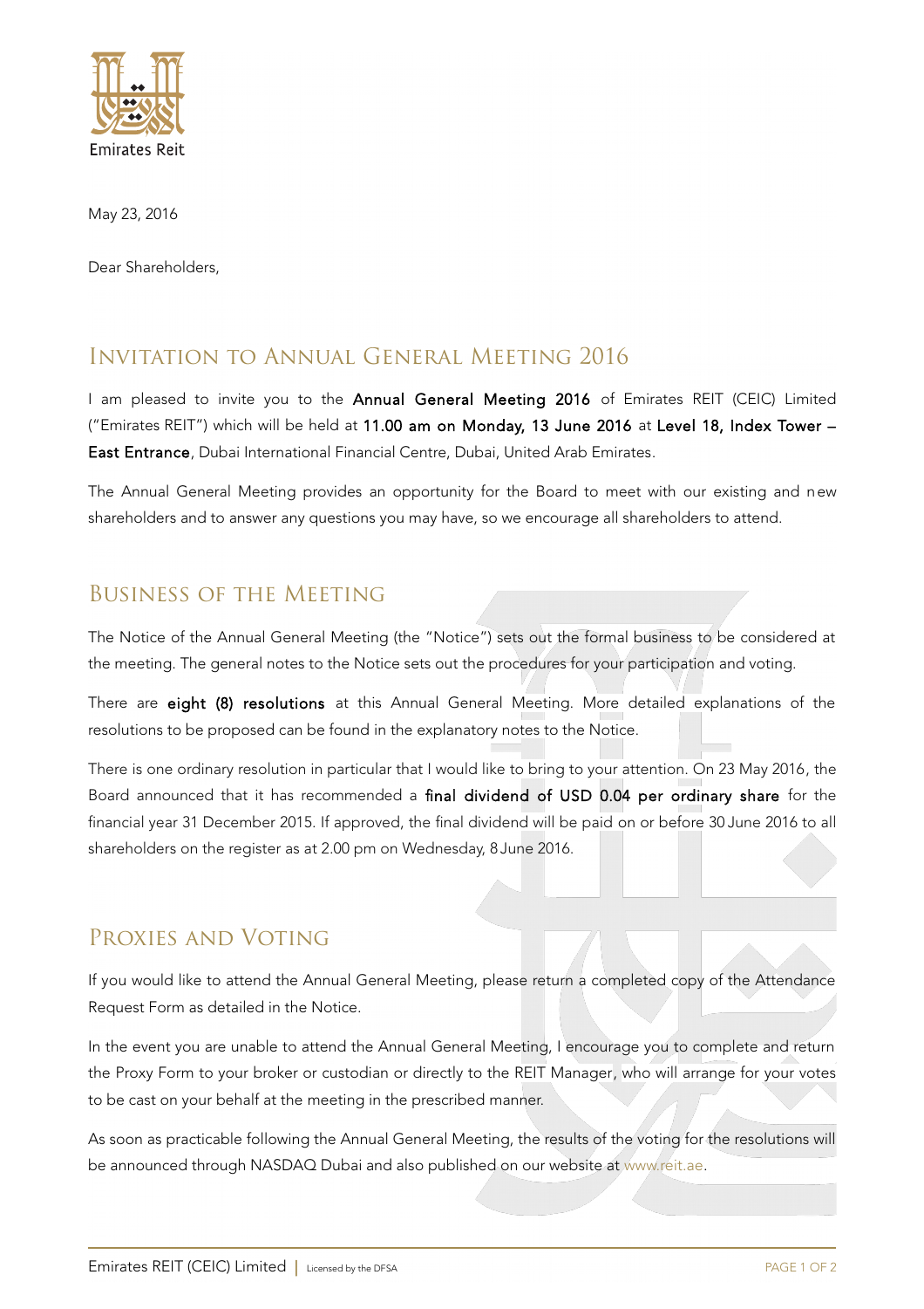Emirates Reit

May 23, 2016

Dear Shareholders,

## Invitation to Annual General Meeting 2016

I am pleased to invite you to the **Annual General Meeting 2016** of Emirates REIT (CEIC) Limited ("Emirates REIT") which will be held at **11.00 am on Monday, 13 June 2016** at **Level 18, Index Tower – East Entrance**, Dubai International Financial Centre, Dubai, United Arab Emirates.

The Annual General Meeting provides an opportunity for the Board to meet with our existing and new shareholders and to answer any questions you may have, so we encourage all shareholders to attend.

## Business of the Meeting

The Notice of the Annual General Meeting (the "Notice") sets out the formal business to be considered at the meeting. The general notes to the Notice sets out the procedures for your participation and voting.

There are **eight (8) resolutions** at this Annual General Meeting. More detailed explanations of the resolutions to be proposed can be found in the explanatory notes to the Notice.

There is one ordinary resolution in particular that I would like to bring to your attention. On 23 May 2016, the Board announced that it has recommended a **final dividend of USD 0.04 per ordinary share** for the financial year 31 December 2015. If approved, the final dividend will be paid on or before 30 June 2016 to all shareholders on the register as at 2.00 pm on Wednesday, 8 June 2016.

## Proxies and Voting

If you would like to attend the Annual General Meeting, please return a completed copy of the Attendance Request Form as detailed in the Notice.

In the event you are unable to attend the Annual General Meeting, I encourage you to complete and return the Proxy Form to your broker or custodian or directly to the REIT Manager, who will arrange for your votes to be cast on your behalf at the meeting in the prescribed manner.

As soon as practicable following the Annual General Meeting, the results of the voting for the resolutions will be announced through NASDAQ Dubai and also published on our website at www.reit.ae.

Emirates REIT (CEIC) Limited | Licensed by the DFSA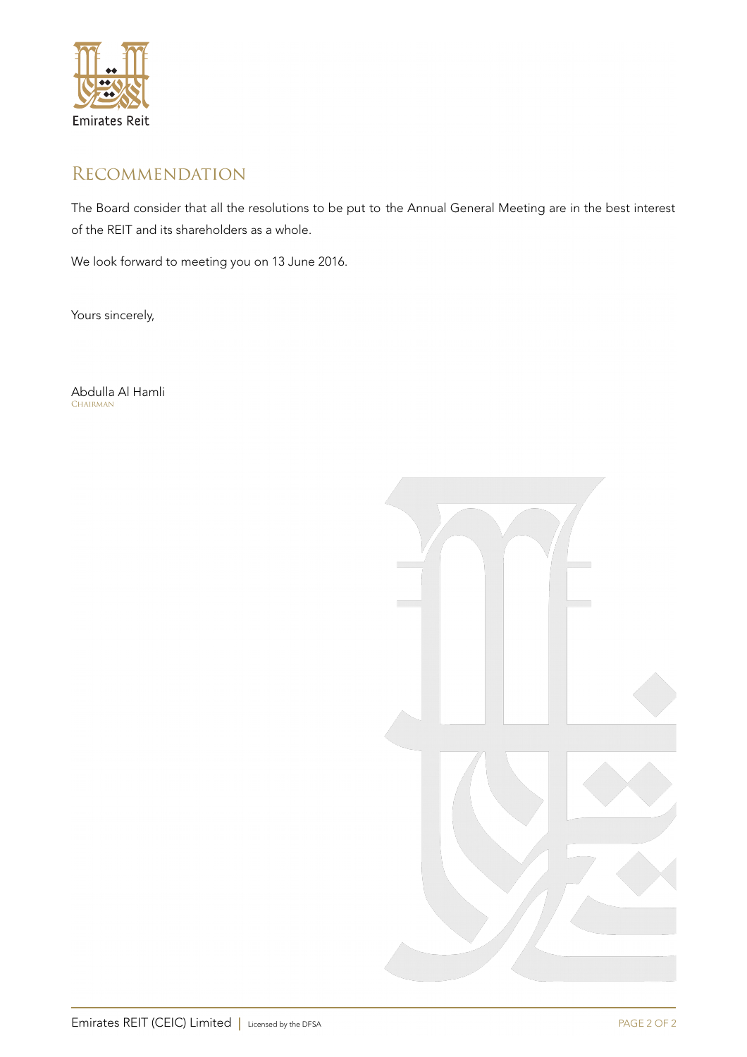## Recommendation

The Board consider that all the resolutions to be put to the Annual General Meeting are in the best interest of the REIT and its shareholders as a whole.

We look forward to meeting you on 13 June 2016.

Yours sincerely,

Abdulla Al Hamli
Chairman